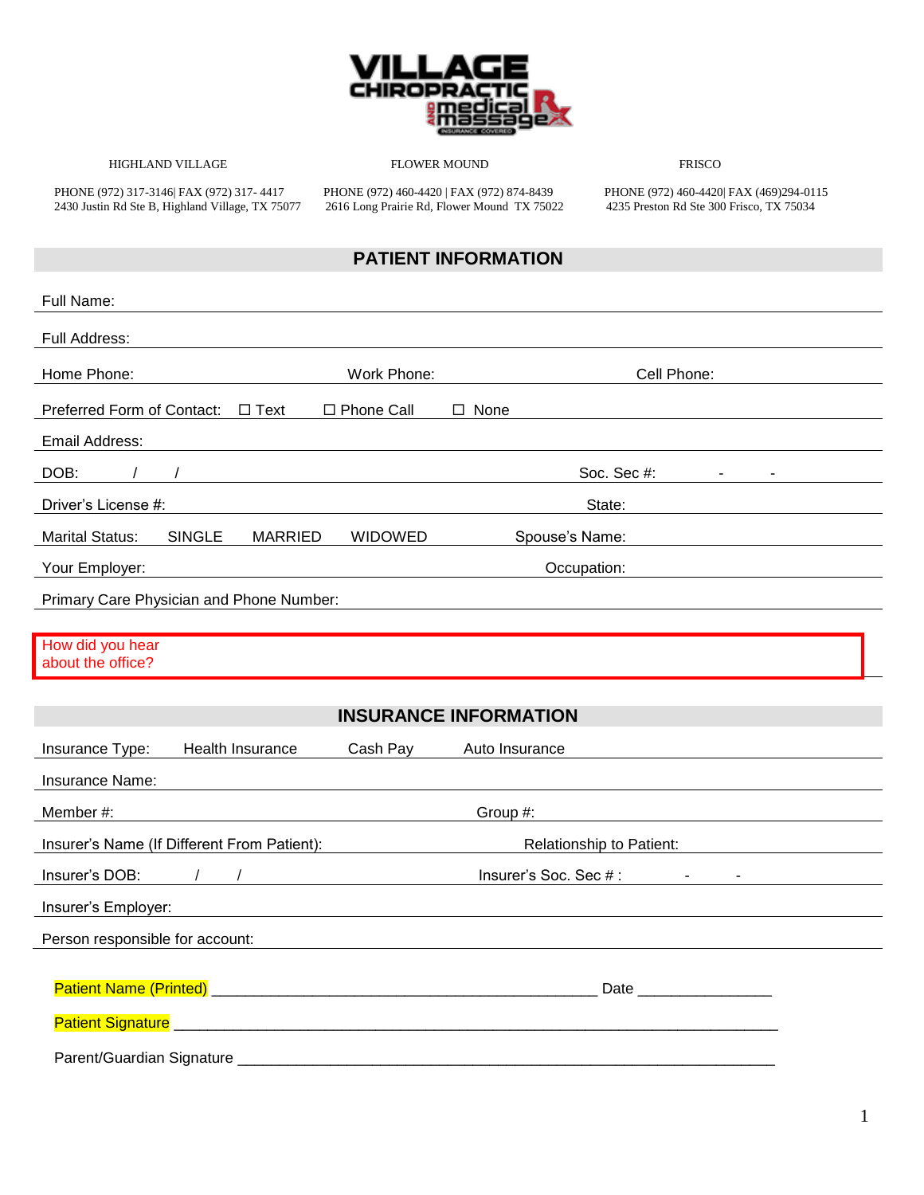VILLAGE CHIROPRACTIC and medical massage Rx — INSURANCE COVERED

| HIGHLAND VILLAGE | FLOWER MOUND | FRISCO |
| --- | --- | --- |
| PHONE (972) 317-3146\| FAX (972) 317- 4417 | PHONE (972) 460-4420 \| FAX (972) 874-8439 | PHONE (972) 460-4420\| FAX (469)294-0115 |
| 2430 Justin Rd Ste B, Highland Village, TX 75077 | 2616 Long Prairie Rd, Flower Mound TX 75022 | 4235 Preston Rd Ste 300 Frisco, TX 75034 |

## PATIENT INFORMATION

Full Name:

Full Address:

Home Phone: Work Phone: Cell Phone:

Preferred Form of Contact: ☐ Text ☐ Phone Call ☐ None

Email Address:

DOB: / / Soc. Sec #: - -

Driver's License #: State:

Marital Status: SINGLE MARRIED WIDOWED Spouse's Name:

Your Employer: Occupation:

Primary Care Physician and Phone Number:

How did you hear about the office?

## INSURANCE INFORMATION

Insurance Type: Health Insurance Cash Pay Auto Insurance

Insurance Name:

Member #: Group #:

Insurer's Name (If Different From Patient): Relationship to Patient:

Insurer's DOB: / / Insurer's Soc. Sec # : - -

Insurer's Employer:

Person responsible for account:

Patient Name (Printed) _______________________________________________ Date _______________

Patient Signature ___________________________________________________________________________

Parent/Guardian Signature __________________________________________________________________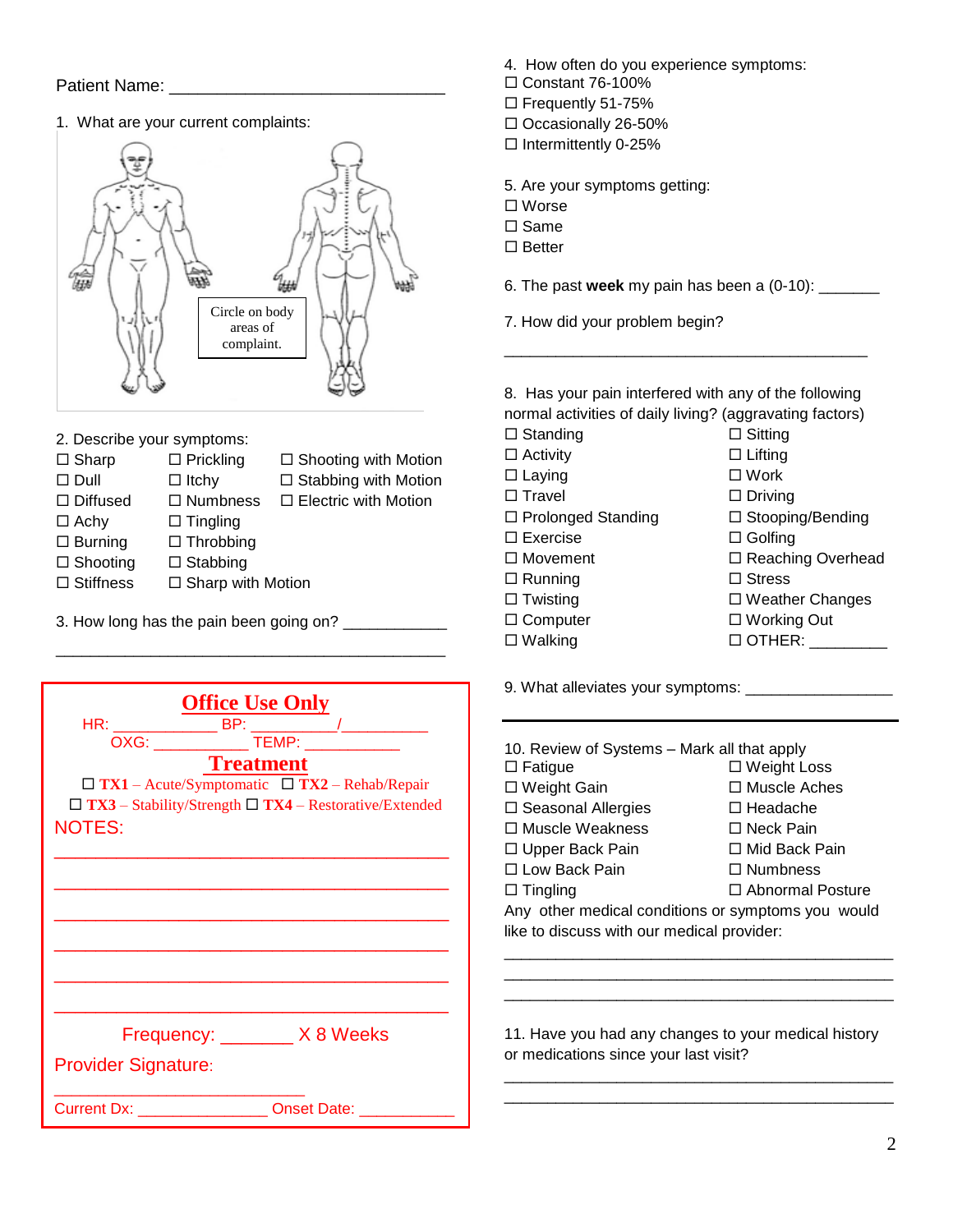Patient Name: ____________________________

1. What are your current complaints:

Circle on body areas of complaint.

2. Describe your symptoms:

| | | |
|---|---|---|
| ☐ Sharp | ☐ Prickling | ☐ Shooting with Motion |
| ☐ Dull | ☐ Itchy | ☐ Stabbing with Motion |
| ☐ Diffused | ☐ Numbness | ☐ Electric with Motion |
| ☐ Achy | ☐ Tingling | |
| ☐ Burning | ☐ Throbbing | |
| ☐ Shooting | ☐ Stabbing | |
| ☐ Stiffness | ☐ Sharp with Motion | |

3. How long has the pain been going on? ___________

_____________________________________________

## Office Use Only

HR: ___________ BP: _________/_________

OXG: ___________ TEMP: ___________

## Treatment

☐ **TX1** – Acute/Symptomatic ☐ **TX2** – Rehab/Repair

☐ **TX3** – Stability/Strength ☐ **TX4** – Restorative/Extended

NOTES:

_____________________________________________

_____________________________________________

_____________________________________________

_____________________________________________

_____________________________________________

_____________________________________________

Frequency: _______ X 8 Weeks

Provider Signature:

__________________________

Current Dx: ______________ Onset Date: __________

4. How often do you experience symptoms:

☐ Constant 76-100%
☐ Frequently 51-75%
☐ Occasionally 26-50%
☐ Intermittently 0-25%

5. Are your symptoms getting:

☐ Worse
☐ Same
☐ Better

6. The past **week** my pain has been a (0-10): _______

7. How did your problem begin?

_____________________________________________

8. Has your pain interfered with any of the following normal activities of daily living? (aggravating factors)

| | |
|---|---|
| ☐ Standing | ☐ Sitting |
| ☐ Activity | ☐ Lifting |
| ☐ Laying | ☐ Work |
| ☐ Travel | ☐ Driving |
| ☐ Prolonged Standing | ☐ Stooping/Bending |
| ☐ Exercise | ☐ Golfing |
| ☐ Movement | ☐ Reaching Overhead |
| ☐ Running | ☐ Stress |
| ☐ Twisting | ☐ Weather Changes |
| ☐ Computer | ☐ Working Out |
| ☐ Walking | ☐ OTHER: ________ |

9. What alleviates your symptoms: ________________

10. Review of Systems – Mark all that apply

| | |
|---|---|
| ☐ Fatigue | ☐ Weight Loss |
| ☐ Weight Gain | ☐ Muscle Aches |
| ☐ Seasonal Allergies | ☐ Headache |
| ☐ Muscle Weakness | ☐ Neck Pain |
| ☐ Upper Back Pain | ☐ Mid Back Pain |
| ☐ Low Back Pain | ☐ Numbness |
| ☐ Tingling | ☐ Abnormal Posture |

Any other medical conditions or symptoms you would like to discuss with our medical provider:

_____________________________________________

_____________________________________________

_____________________________________________

11. Have you had any changes to your medical history or medications since your last visit?

_____________________________________________

_____________________________________________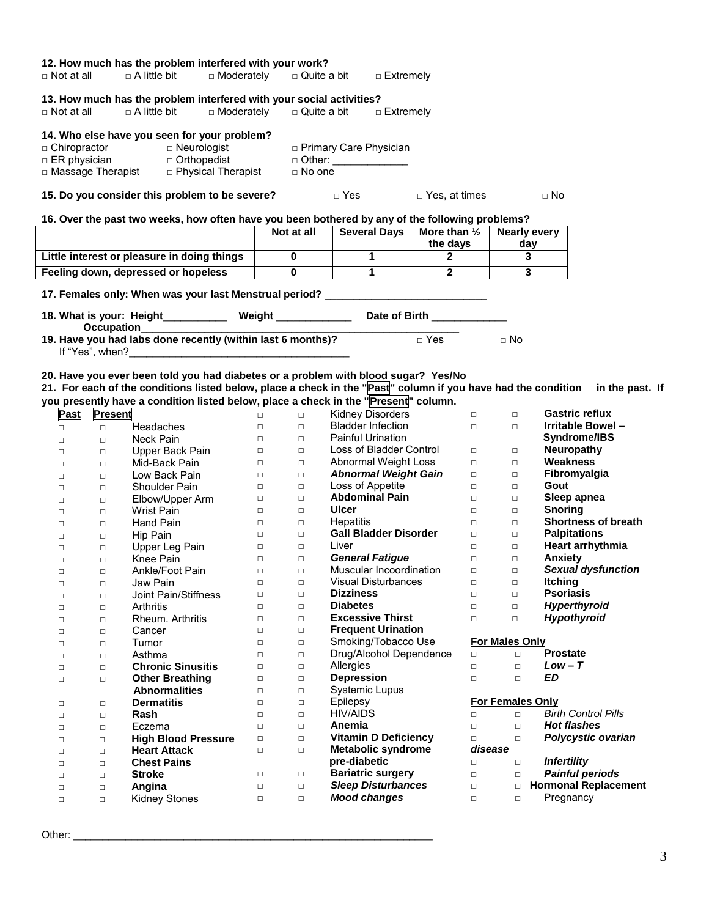**12. How much has the problem interfered with your work?**

□ Not at all □ A little bit □ Moderately □ Quite a bit □ Extremely

**13. How much has the problem interfered with your social activities?**

□ Not at all □ A little bit □ Moderately □ Quite a bit □ Extremely

**14. Who else have you seen for your problem?**

□ Chiropractor □ Neurologist □ Primary Care Physician
□ ER physician □ Orthopedist □ Other: _____________
□ Massage Therapist □ Physical Therapist □ No one

**15. Do you consider this problem to be severe?** □ Yes □ Yes, at times □ No

**16. Over the past two weeks, how often have you been bothered by any of the following problems?**

| | Not at all | Several Days | More than ½ the days | Nearly every day |
|---|---|---|---|---|
| **Little interest or pleasure in doing things** | **0** | **1** | **2** | **3** |
| **Feeling down, depressed or hopeless** | **0** | **1** | **2** | **3** |

**17. Females only: When was your last Menstrual period?** ___________________________

**18. What is your: Height**___________ **Weight** _____________ **Date of Birth** _____________
**Occupation**_______________________________________________________

**19. Have you had labs done recently (within last 6 months)?** □ Yes □ No
If "Yes", when?_______________________________________

**20. Have you ever been told you had diabetes or a problem with blood sugar? Yes/No**

**21. For each of the conditions listed below, place a check in the "Past" column if you have had the condition in the past. If you presently have a condition listed below, place a check in the "Present" column.**

| Past | Present | Condition | Past | Present | Condition | Past | Present | Condition |
|---|---|---|---|---|---|---|---|---|
| | | | □ | □ | Kidney Disorders | □ | □ | **Gastric reflux** |
| □ | □ | Headaches | □ | □ | Bladder Infection | □ | □ | **Irritable Bowel – Syndrome/IBS** |
| □ | □ | Neck Pain | □ | □ | Painful Urination | | | |
| □ | □ | Upper Back Pain | □ | □ | Loss of Bladder Control | □ | □ | **Neuropathy** |
| □ | □ | Mid-Back Pain | □ | □ | Abnormal Weight Loss | □ | □ | **Weakness** |
| □ | □ | Low Back Pain | □ | □ | ***Abnormal Weight Gain*** | □ | □ | **Fibromyalgia** |
| □ | □ | Shoulder Pain | □ | □ | Loss of Appetite | □ | □ | **Gout** |
| □ | □ | Elbow/Upper Arm | □ | □ | **Abdominal Pain** | □ | □ | **Sleep apnea** |
| □ | □ | Wrist Pain | □ | □ | **Ulcer** | □ | □ | **Snoring** |
| □ | □ | Hand Pain | □ | □ | Hepatitis | □ | □ | **Shortness of breath** |
| □ | □ | Hip Pain | □ | □ | **Gall Bladder Disorder** | □ | □ | **Palpitations** |
| □ | □ | Upper Leg Pain | □ | □ | Liver | □ | □ | **Heart arrhythmia** |
| □ | □ | Knee Pain | □ | □ | ***General Fatigue*** | □ | □ | **Anxiety** |
| □ | □ | Ankle/Foot Pain | □ | □ | Muscular Incoordination | □ | □ | ***Sexual dysfunction*** |
| □ | □ | Jaw Pain | □ | □ | Visual Disturbances | □ | □ | **Itching** |
| □ | □ | Joint Pain/Stiffness | □ | □ | **Dizziness** | □ | □ | **Psoriasis** |
| □ | □ | Arthritis | □ | □ | **Diabetes** | □ | □ | ***Hyperthyroid*** |
| □ | □ | Rheum. Arthritis | □ | □ | **Excessive Thirst** | □ | □ | ***Hypothyroid*** |
| □ | □ | Cancer | □ | □ | **Frequent Urination** | | | |
| □ | □ | Tumor | □ | □ | Smoking/Tobacco Use | | | **For Males Only** |
| □ | □ | Asthma | □ | □ | Drug/Alcohol Dependence | □ | □ | **Prostate** |
| □ | □ | **Chronic Sinusitis** | □ | □ | Allergies | □ | □ | ***Low – T*** |
| □ | □ | **Other Breathing Abnormalities** | □ | □ | **Depression** | □ | □ | ***ED*** |
| | | | □ | □ | Systemic Lupus | | | |
| □ | □ | **Dermatitis** | □ | □ | Epilepsy | | | **For Females Only** |
| □ | □ | **Rash** | □ | □ | HIV/AIDS | □ | □ | *Birth Control Pills* |
| □ | □ | Eczema | □ | □ | **Anemia** | □ | □ | ***Hot flashes*** |
| □ | □ | **High Blood Pressure** | □ | □ | **Vitamin D Deficiency** | □ | □ | ***Polycystic ovarian disease*** |
| □ | □ | **Heart Attack** | □ | □ | **Metabolic syndrome pre-diabetic** | | | |
| □ | □ | **Chest Pains** | | | | □ | □ | ***Infertility*** |
| □ | □ | **Stroke** | □ | □ | **Bariatric surgery** | □ | □ | ***Painful periods*** |
| □ | □ | **Angina** | □ | □ | ***Sleep Disturbances*** | □ | □ | **Hormonal Replacement** |
| □ | □ | Kidney Stones | □ | □ | ***Mood changes*** | □ | □ | Pregnancy |

Other: _______________________________________________________________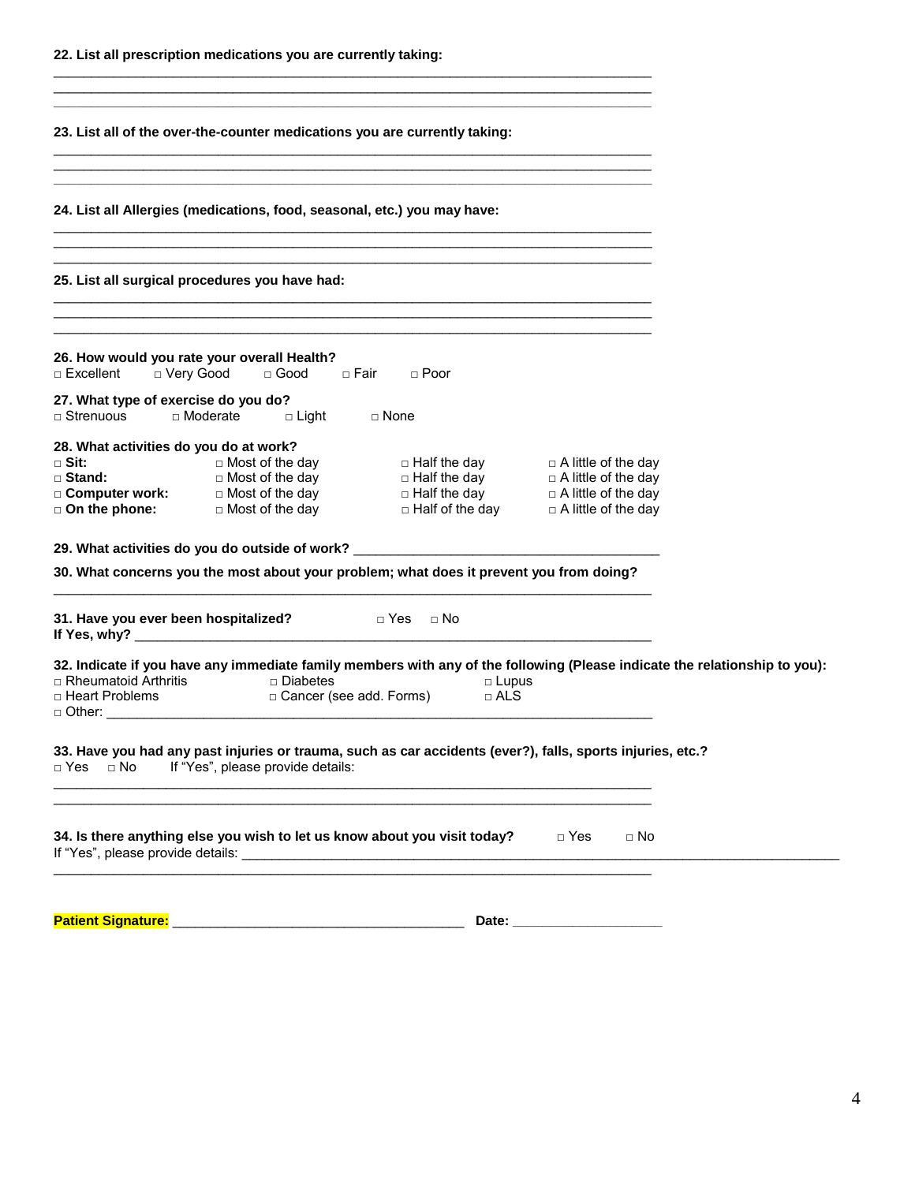**22. List all prescription medications you are currently taking:**

\_\_\_\_\_\_\_\_\_\_\_\_\_\_\_\_\_\_\_\_\_\_\_\_\_\_\_\_\_\_\_\_\_\_\_\_\_\_\_\_\_\_\_\_\_\_\_\_\_\_\_\_\_\_\_\_\_\_\_\_\_\_\_\_\_\_\_\_\_\_\_\_\_\_\_\_\_\_
\_\_\_\_\_\_\_\_\_\_\_\_\_\_\_\_\_\_\_\_\_\_\_\_\_\_\_\_\_\_\_\_\_\_\_\_\_\_\_\_\_\_\_\_\_\_\_\_\_\_\_\_\_\_\_\_\_\_\_\_\_\_\_\_\_\_\_\_\_\_\_\_\_\_\_\_\_\_
\_\_\_\_\_\_\_\_\_\_\_\_\_\_\_\_\_\_\_\_\_\_\_\_\_\_\_\_\_\_\_\_\_\_\_\_\_\_\_\_\_\_\_\_\_\_\_\_\_\_\_\_\_\_\_\_\_\_\_\_\_\_\_\_\_\_\_\_\_\_\_\_\_\_\_\_\_\_

**23. List all of the over-the-counter medications you are currently taking:**

\_\_\_\_\_\_\_\_\_\_\_\_\_\_\_\_\_\_\_\_\_\_\_\_\_\_\_\_\_\_\_\_\_\_\_\_\_\_\_\_\_\_\_\_\_\_\_\_\_\_\_\_\_\_\_\_\_\_\_\_\_\_\_\_\_\_\_\_\_\_\_\_\_\_\_\_\_\_
\_\_\_\_\_\_\_\_\_\_\_\_\_\_\_\_\_\_\_\_\_\_\_\_\_\_\_\_\_\_\_\_\_\_\_\_\_\_\_\_\_\_\_\_\_\_\_\_\_\_\_\_\_\_\_\_\_\_\_\_\_\_\_\_\_\_\_\_\_\_\_\_\_\_\_\_\_\_
\_\_\_\_\_\_\_\_\_\_\_\_\_\_\_\_\_\_\_\_\_\_\_\_\_\_\_\_\_\_\_\_\_\_\_\_\_\_\_\_\_\_\_\_\_\_\_\_\_\_\_\_\_\_\_\_\_\_\_\_\_\_\_\_\_\_\_\_\_\_\_\_\_\_\_\_\_\_

**24. List all Allergies (medications, food, seasonal, etc.) you may have:**

\_\_\_\_\_\_\_\_\_\_\_\_\_\_\_\_\_\_\_\_\_\_\_\_\_\_\_\_\_\_\_\_\_\_\_\_\_\_\_\_\_\_\_\_\_\_\_\_\_\_\_\_\_\_\_\_\_\_\_\_\_\_\_\_\_\_\_\_\_\_\_\_\_\_\_\_\_\_
\_\_\_\_\_\_\_\_\_\_\_\_\_\_\_\_\_\_\_\_\_\_\_\_\_\_\_\_\_\_\_\_\_\_\_\_\_\_\_\_\_\_\_\_\_\_\_\_\_\_\_\_\_\_\_\_\_\_\_\_\_\_\_\_\_\_\_\_\_\_\_\_\_\_\_\_\_\_
\_\_\_\_\_\_\_\_\_\_\_\_\_\_\_\_\_\_\_\_\_\_\_\_\_\_\_\_\_\_\_\_\_\_\_\_\_\_\_\_\_\_\_\_\_\_\_\_\_\_\_\_\_\_\_\_\_\_\_\_\_\_\_\_\_\_\_\_\_\_\_\_\_\_\_\_\_\_

**25. List all surgical procedures you have had:**

\_\_\_\_\_\_\_\_\_\_\_\_\_\_\_\_\_\_\_\_\_\_\_\_\_\_\_\_\_\_\_\_\_\_\_\_\_\_\_\_\_\_\_\_\_\_\_\_\_\_\_\_\_\_\_\_\_\_\_\_\_\_\_\_\_\_\_\_\_\_\_\_\_\_\_\_\_\_
\_\_\_\_\_\_\_\_\_\_\_\_\_\_\_\_\_\_\_\_\_\_\_\_\_\_\_\_\_\_\_\_\_\_\_\_\_\_\_\_\_\_\_\_\_\_\_\_\_\_\_\_\_\_\_\_\_\_\_\_\_\_\_\_\_\_\_\_\_\_\_\_\_\_\_\_\_\_
\_\_\_\_\_\_\_\_\_\_\_\_\_\_\_\_\_\_\_\_\_\_\_\_\_\_\_\_\_\_\_\_\_\_\_\_\_\_\_\_\_\_\_\_\_\_\_\_\_\_\_\_\_\_\_\_\_\_\_\_\_\_\_\_\_\_\_\_\_\_\_\_\_\_\_\_\_\_

**26. How would you rate your overall Health?**
□ Excellent □ Very Good □ Good □ Fair □ Poor

**27. What type of exercise do you do?**
□ Strenuous □ Moderate □ Light □ None

**28. What activities do you do at work?**

| | | | |
|---|---|---|---|
| □ **Sit:** | □ Most of the day | □ Half the day | □ A little of the day |
| □ **Stand:** | □ Most of the day | □ Half the day | □ A little of the day |
| □ **Computer work:** | □ Most of the day | □ Half the day | □ A little of the day |
| □ **On the phone:** | □ Most of the day | □ Half of the day | □ A little of the day |

**29. What activities do you do outside of work?** \_\_\_\_\_\_\_\_\_\_\_\_\_\_\_\_\_\_\_\_\_\_\_\_\_\_\_\_\_\_\_\_\_\_\_\_\_\_\_\_

**30. What concerns you the most about your problem; what does it prevent you from doing?**

\_\_\_\_\_\_\_\_\_\_\_\_\_\_\_\_\_\_\_\_\_\_\_\_\_\_\_\_\_\_\_\_\_\_\_\_\_\_\_\_\_\_\_\_\_\_\_\_\_\_\_\_\_\_\_\_\_\_\_\_\_\_\_\_\_\_\_\_\_\_\_\_\_\_\_\_\_\_

**31. Have you ever been hospitalized?** □ Yes □ No
**If Yes, why?** \_\_\_\_\_\_\_\_\_\_\_\_\_\_\_\_\_\_\_\_\_\_\_\_\_\_\_\_\_\_\_\_\_\_\_\_\_\_\_\_\_\_\_\_\_\_\_\_\_\_\_\_\_\_\_\_\_\_\_\_\_\_\_\_\_\_\_\_\_

**32. Indicate if you have any immediate family members with any of the following (Please indicate the relationship to you):**

| | | |
|---|---|---|
| □ Rheumatoid Arthritis | □ Diabetes | □ Lupus |
| □ Heart Problems | □ Cancer (see add. Forms) | □ ALS |

□ Other: \_\_\_\_\_\_\_\_\_\_\_\_\_\_\_\_\_\_\_\_\_\_\_\_\_\_\_\_\_\_\_\_\_\_\_\_\_\_\_\_\_\_\_\_\_\_\_\_\_\_\_\_\_\_\_\_\_\_\_\_\_\_\_\_\_\_\_\_\_\_\_\_

**33. Have you had any past injuries or trauma, such as car accidents (ever?), falls, sports injuries, etc.?**
□ Yes □ No If "Yes", please provide details:

\_\_\_\_\_\_\_\_\_\_\_\_\_\_\_\_\_\_\_\_\_\_\_\_\_\_\_\_\_\_\_\_\_\_\_\_\_\_\_\_\_\_\_\_\_\_\_\_\_\_\_\_\_\_\_\_\_\_\_\_\_\_\_\_\_\_\_\_\_\_\_\_\_\_\_\_\_\_
\_\_\_\_\_\_\_\_\_\_\_\_\_\_\_\_\_\_\_\_\_\_\_\_\_\_\_\_\_\_\_\_\_\_\_\_\_\_\_\_\_\_\_\_\_\_\_\_\_\_\_\_\_\_\_\_\_\_\_\_\_\_\_\_\_\_\_\_\_\_\_\_\_\_\_\_\_\_

**34. Is there anything else you wish to let us know about you visit today?** □ Yes □ No
If "Yes", please provide details: \_\_\_\_\_\_\_\_\_\_\_\_\_\_\_\_\_\_\_\_\_\_\_\_\_\_\_\_\_\_\_\_\_\_\_\_\_\_\_\_\_\_\_\_\_\_\_\_\_\_\_\_\_\_\_\_\_\_\_\_\_\_\_\_\_\_\_\_\_\_\_\_\_\_\_\_\_\_
\_\_\_\_\_\_\_\_\_\_\_\_\_\_\_\_\_\_\_\_\_\_\_\_\_\_\_\_\_\_\_\_\_\_\_\_\_\_\_\_\_\_\_\_\_\_\_\_\_\_\_\_\_\_\_\_\_\_\_\_\_\_\_\_\_\_\_\_\_\_\_\_\_\_\_\_\_\_

**Patient Signature:** \_\_\_\_\_\_\_\_\_\_\_\_\_\_\_\_\_\_\_\_\_\_\_\_\_\_\_\_\_\_\_\_\_\_\_\_\_\_ **Date:** \_\_\_\_\_\_\_\_\_\_\_\_\_\_\_\_\_\_\_\_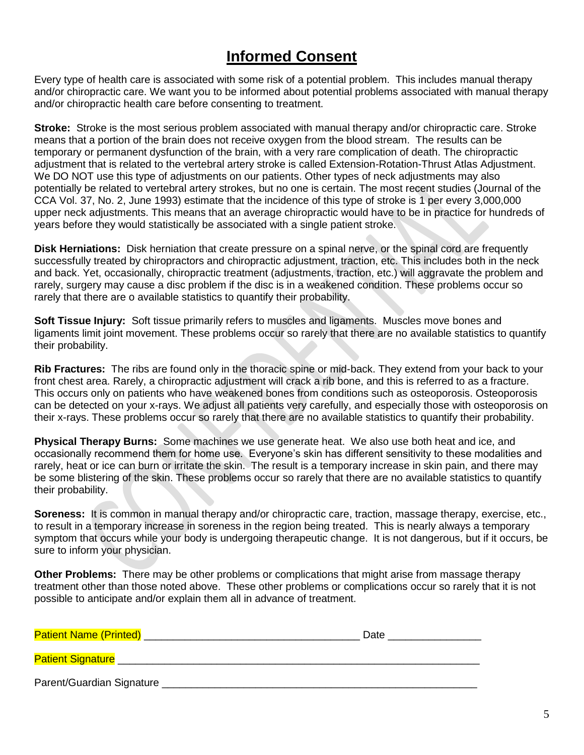# Informed Consent

Every type of health care is associated with some risk of a potential problem. This includes manual therapy and/or chiropractic care. We want you to be informed about potential problems associated with manual therapy and/or chiropractic health care before consenting to treatment.

**Stroke:** Stroke is the most serious problem associated with manual therapy and/or chiropractic care. Stroke means that a portion of the brain does not receive oxygen from the blood stream. The results can be temporary or permanent dysfunction of the brain, with a very rare complication of death. The chiropractic adjustment that is related to the vertebral artery stroke is called Extension-Rotation-Thrust Atlas Adjustment. We DO NOT use this type of adjustments on our patients. Other types of neck adjustments may also potentially be related to vertebral artery strokes, but no one is certain. The most recent studies (Journal of the CCA Vol. 37, No. 2, June 1993) estimate that the incidence of this type of stroke is 1 per every 3,000,000 upper neck adjustments. This means that an average chiropractic would have to be in practice for hundreds of years before they would statistically be associated with a single patient stroke.

**Disk Herniations:** Disk herniation that create pressure on a spinal nerve, or the spinal cord are frequently successfully treated by chiropractors and chiropractic adjustment, traction, etc. This includes both in the neck and back. Yet, occasionally, chiropractic treatment (adjustments, traction, etc.) will aggravate the problem and rarely, surgery may cause a disc problem if the disc is in a weakened condition. These problems occur so rarely that there are o available statistics to quantify their probability.

**Soft Tissue Injury:** Soft tissue primarily refers to muscles and ligaments. Muscles move bones and ligaments limit joint movement. These problems occur so rarely that there are no available statistics to quantify their probability.

**Rib Fractures:** The ribs are found only in the thoracic spine or mid-back. They extend from your back to your front chest area. Rarely, a chiropractic adjustment will crack a rib bone, and this is referred to as a fracture. This occurs only on patients who have weakened bones from conditions such as osteoporosis. Osteoporosis can be detected on your x-rays. We adjust all patients very carefully, and especially those with osteoporosis on their x-rays. These problems occur so rarely that there are no available statistics to quantify their probability.

**Physical Therapy Burns:** Some machines we use generate heat. We also use both heat and ice, and occasionally recommend them for home use. Everyone's skin has different sensitivity to these modalities and rarely, heat or ice can burn or irritate the skin. The result is a temporary increase in skin pain, and there may be some blistering of the skin. These problems occur so rarely that there are no available statistics to quantify their probability.

**Soreness:** It is common in manual therapy and/or chiropractic care, traction, massage therapy, exercise, etc., to result in a temporary increase in soreness in the region being treated. This is nearly always a temporary symptom that occurs while your body is undergoing therapeutic change. It is not dangerous, but if it occurs, be sure to inform your physician.

**Other Problems:** There may be other problems or complications that might arise from massage therapy treatment other than those noted above. These other problems or complications occur so rarely that it is not possible to anticipate and/or explain them all in advance of treatment.

Patient Name (Printed) ___________________________________ Date _______________

Patient Signature ___________________________________________________________

Parent/Guardian Signature ___________________________________________________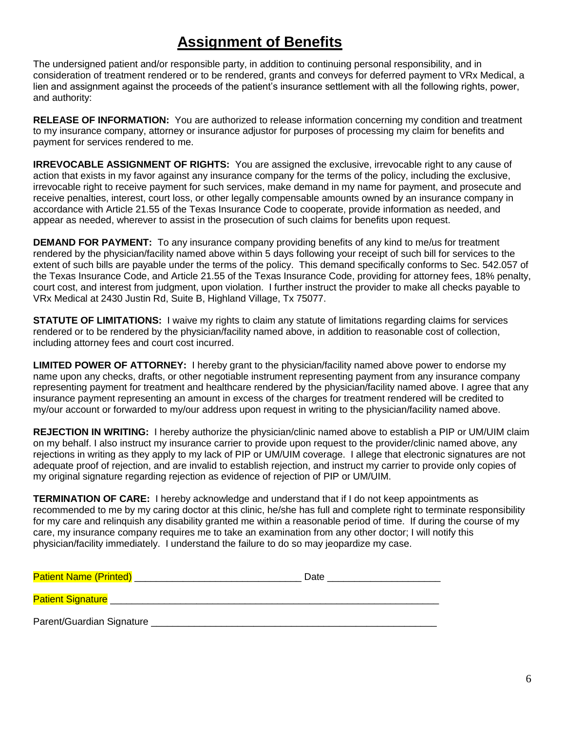# Assignment of Benefits

The undersigned patient and/or responsible party, in addition to continuing personal responsibility, and in consideration of treatment rendered or to be rendered, grants and conveys for deferred payment to VRx Medical, a lien and assignment against the proceeds of the patient's insurance settlement with all the following rights, power, and authority:

**RELEASE OF INFORMATION:** You are authorized to release information concerning my condition and treatment to my insurance company, attorney or insurance adjustor for purposes of processing my claim for benefits and payment for services rendered to me.

**IRREVOCABLE ASSIGNMENT OF RIGHTS:** You are assigned the exclusive, irrevocable right to any cause of action that exists in my favor against any insurance company for the terms of the policy, including the exclusive, irrevocable right to receive payment for such services, make demand in my name for payment, and prosecute and receive penalties, interest, court loss, or other legally compensable amounts owned by an insurance company in accordance with Article 21.55 of the Texas Insurance Code to cooperate, provide information as needed, and appear as needed, wherever to assist in the prosecution of such claims for benefits upon request.

**DEMAND FOR PAYMENT:** To any insurance company providing benefits of any kind to me/us for treatment rendered by the physician/facility named above within 5 days following your receipt of such bill for services to the extent of such bills are payable under the terms of the policy. This demand specifically conforms to Sec. 542.057 of the Texas Insurance Code, and Article 21.55 of the Texas Insurance Code, providing for attorney fees, 18% penalty, court cost, and interest from judgment, upon violation. I further instruct the provider to make all checks payable to VRx Medical at 2430 Justin Rd, Suite B, Highland Village, Tx 75077.

**STATUTE OF LIMITATIONS:** I waive my rights to claim any statute of limitations regarding claims for services rendered or to be rendered by the physician/facility named above, in addition to reasonable cost of collection, including attorney fees and court cost incurred.

**LIMITED POWER OF ATTORNEY:** I hereby grant to the physician/facility named above power to endorse my name upon any checks, drafts, or other negotiable instrument representing payment from any insurance company representing payment for treatment and healthcare rendered by the physician/facility named above. I agree that any insurance payment representing an amount in excess of the charges for treatment rendered will be credited to my/our account or forwarded to my/our address upon request in writing to the physician/facility named above.

**REJECTION IN WRITING:** I hereby authorize the physician/clinic named above to establish a PIP or UM/UIM claim on my behalf. I also instruct my insurance carrier to provide upon request to the provider/clinic named above, any rejections in writing as they apply to my lack of PIP or UM/UIM coverage. I allege that electronic signatures are not adequate proof of rejection, and are invalid to establish rejection, and instruct my carrier to provide only copies of my original signature regarding rejection as evidence of rejection of PIP or UM/UIM.

**TERMINATION OF CARE:** I hereby acknowledge and understand that if I do not keep appointments as recommended to me by my caring doctor at this clinic, he/she has full and complete right to terminate responsibility for my care and relinquish any disability granted me within a reasonable period of time. If during the course of my care, my insurance company requires me to take an examination from any other doctor; I will notify this physician/facility immediately. I understand the failure to do so may jeopardize my case.

Patient Name (Printed) ______________________________ Date ____________________

Patient Signature ____________________________________________________________

Parent/Guardian Signature ____________________________________________________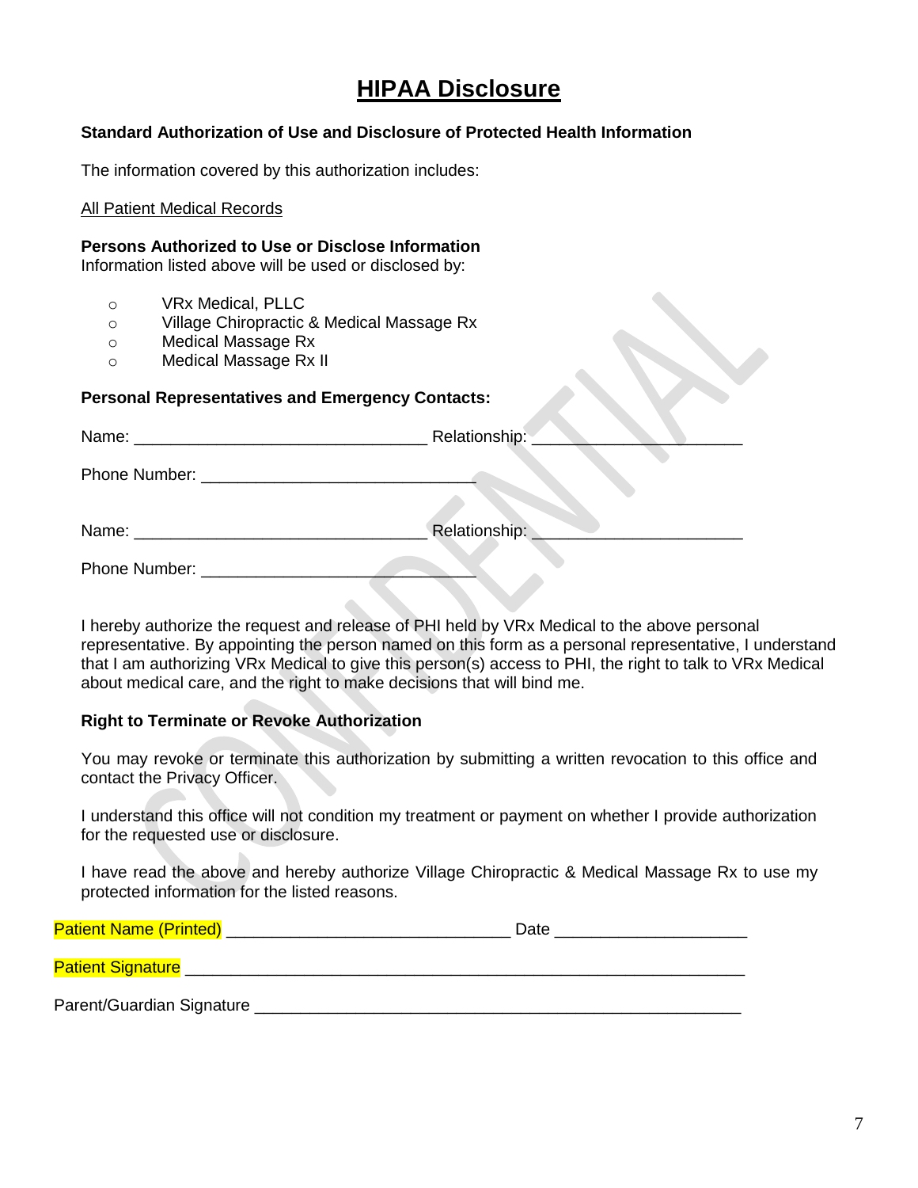# HIPAA Disclosure

**Standard Authorization of Use and Disclosure of Protected Health Information**

The information covered by this authorization includes:

All Patient Medical Records

**Persons Authorized to Use or Disclose Information**
Information listed above will be used or disclosed by:

- VRx Medical, PLLC
- Village Chiropractic & Medical Massage Rx
- Medical Massage Rx
- Medical Massage Rx II

**Personal Representatives and Emergency Contacts:**

Name: _______________________________ Relationship: ______________________

Phone Number: _____________________________

Name: _______________________________ Relationship: ______________________

Phone Number: _____________________________

I hereby authorize the request and release of PHI held by VRx Medical to the above personal representative. By appointing the person named on this form as a personal representative, I understand that I am authorizing VRx Medical to give this person(s) access to PHI, the right to talk to VRx Medical about medical care, and the right to make decisions that will bind me.

**Right to Terminate or Revoke Authorization**

You may revoke or terminate this authorization by submitting a written revocation to this office and contact the Privacy Officer.

I understand this office will not condition my treatment or payment on whether I provide authorization for the requested use or disclosure.

I have read the above and hereby authorize Village Chiropractic & Medical Massage Rx to use my protected information for the listed reasons.

Patient Name (Printed) ______________________________ Date ____________________

Patient Signature ____________________________________________________________

Parent/Guardian Signature ____________________________________________________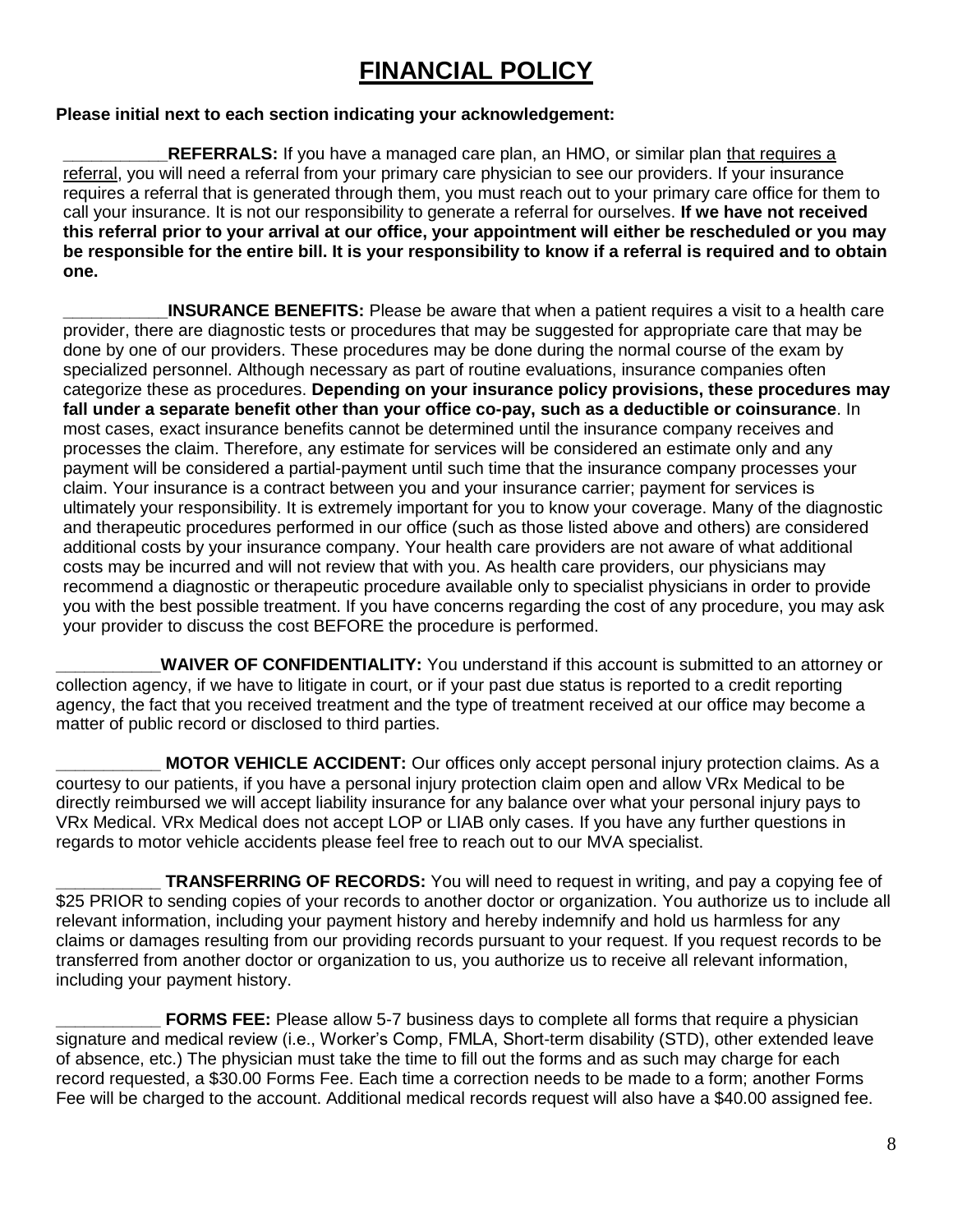# FINANCIAL POLICY

**Please initial next to each section indicating your acknowledgement:**

___________**REFERRALS:** If you have a managed care plan, an HMO, or similar plan that requires a referral, you will need a referral from your primary care physician to see our providers. If your insurance requires a referral that is generated through them, you must reach out to your primary care office for them to call your insurance. It is not our responsibility to generate a referral for ourselves. **If we have not received this referral prior to your arrival at our office, your appointment will either be rescheduled or you may be responsible for the entire bill. It is your responsibility to know if a referral is required and to obtain one.**

___________**INSURANCE BENEFITS:** Please be aware that when a patient requires a visit to a health care provider, there are diagnostic tests or procedures that may be suggested for appropriate care that may be done by one of our providers. These procedures may be done during the normal course of the exam by specialized personnel. Although necessary as part of routine evaluations, insurance companies often categorize these as procedures. **Depending on your insurance policy provisions, these procedures may fall under a separate benefit other than your office co-pay, such as a deductible or coinsurance**. In most cases, exact insurance benefits cannot be determined until the insurance company receives and processes the claim. Therefore, any estimate for services will be considered an estimate only and any payment will be considered a partial-payment until such time that the insurance company processes your claim. Your insurance is a contract between you and your insurance carrier; payment for services is ultimately your responsibility. It is extremely important for you to know your coverage. Many of the diagnostic and therapeutic procedures performed in our office (such as those listed above and others) are considered additional costs by your insurance company. Your health care providers are not aware of what additional costs may be incurred and will not review that with you. As health care providers, our physicians may recommend a diagnostic or therapeutic procedure available only to specialist physicians in order to provide you with the best possible treatment. If you have concerns regarding the cost of any procedure, you may ask your provider to discuss the cost BEFORE the procedure is performed.

___________**WAIVER OF CONFIDENTIALITY:** You understand if this account is submitted to an attorney or collection agency, if we have to litigate in court, or if your past due status is reported to a credit reporting agency, the fact that you received treatment and the type of treatment received at our office may become a matter of public record or disclosed to third parties.

___________ **MOTOR VEHICLE ACCIDENT:** Our offices only accept personal injury protection claims. As a courtesy to our patients, if you have a personal injury protection claim open and allow VRx Medical to be directly reimbursed we will accept liability insurance for any balance over what your personal injury pays to VRx Medical. VRx Medical does not accept LOP or LIAB only cases. If you have any further questions in regards to motor vehicle accidents please feel free to reach out to our MVA specialist.

___________ **TRANSFERRING OF RECORDS:** You will need to request in writing, and pay a copying fee of $25 PRIOR to sending copies of your records to another doctor or organization. You authorize us to include all relevant information, including your payment history and hereby indemnify and hold us harmless for any claims or damages resulting from our providing records pursuant to your request. If you request records to be transferred from another doctor or organization to us, you authorize us to receive all relevant information, including your payment history.

___________ **FORMS FEE:** Please allow 5-7 business days to complete all forms that require a physician signature and medical review (i.e., Worker's Comp, FMLA, Short-term disability (STD), other extended leave of absence, etc.) The physician must take the time to fill out the forms and as such may charge for each record requested, a $30.00 Forms Fee. Each time a correction needs to be made to a form; another Forms Fee will be charged to the account. Additional medical records request will also have a $40.00 assigned fee.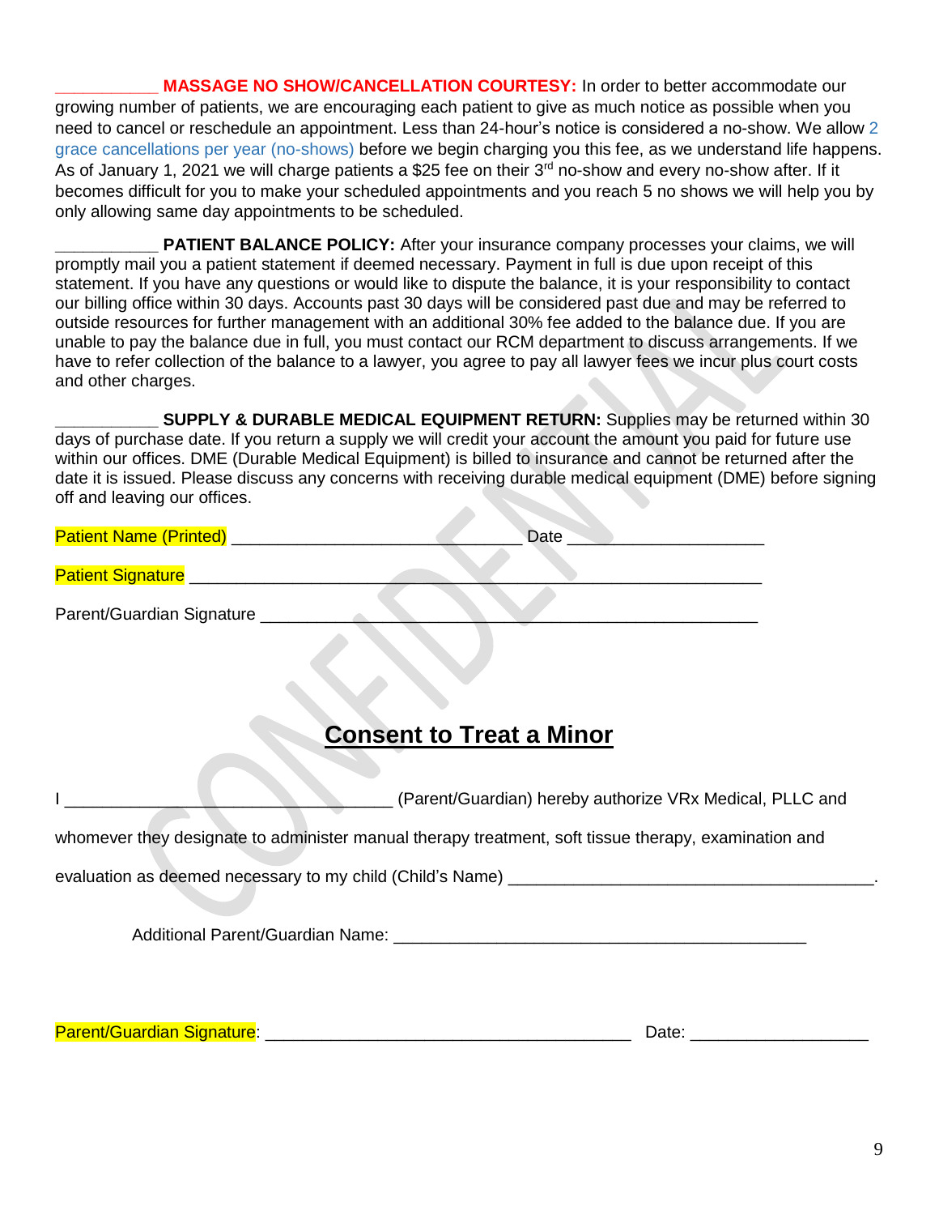___________ **MASSAGE NO SHOW/CANCELLATION COURTESY:** In order to better accommodate our growing number of patients, we are encouraging each patient to give as much notice as possible when you need to cancel or reschedule an appointment. Less than 24-hour's notice is considered a no-show. We allow 2 grace cancellations per year (no-shows) before we begin charging you this fee, as we understand life happens. As of January 1, 2021 we will charge patients a $25 fee on their 3rd no-show and every no-show after. If it becomes difficult for you to make your scheduled appointments and you reach 5 no shows we will help you by only allowing same day appointments to be scheduled.

___________ **PATIENT BALANCE POLICY:** After your insurance company processes your claims, we will promptly mail you a patient statement if deemed necessary. Payment in full is due upon receipt of this statement. If you have any questions or would like to dispute the balance, it is your responsibility to contact our billing office within 30 days. Accounts past 30 days will be considered past due and may be referred to outside resources for further management with an additional 30% fee added to the balance due. If you are unable to pay the balance due in full, you must contact our RCM department to discuss arrangements. If we have to refer collection of the balance to a lawyer, you agree to pay all lawyer fees we incur plus court costs and other charges.

___________ **SUPPLY & DURABLE MEDICAL EQUIPMENT RETURN:** Supplies may be returned within 30 days of purchase date. If you return a supply we will credit your account the amount you paid for future use within our offices. DME (Durable Medical Equipment) is billed to insurance and cannot be returned after the date it is issued. Please discuss any concerns with receiving durable medical equipment (DME) before signing off and leaving our offices.

Patient Name (Printed) ______________________________ Date ____________________

Patient Signature ___________________________________________________________

Parent/Guardian Signature ___________________________________________________

## Consent to Treat a Minor

I __________________________________ (Parent/Guardian) hereby authorize VRx Medical, PLLC and whomever they designate to administer manual therapy treatment, soft tissue therapy, examination and evaluation as deemed necessary to my child (Child's Name) _____________________________________.

Additional Parent/Guardian Name: ___________________________________________

Parent/Guardian Signature: ______________________________________ Date: __________________